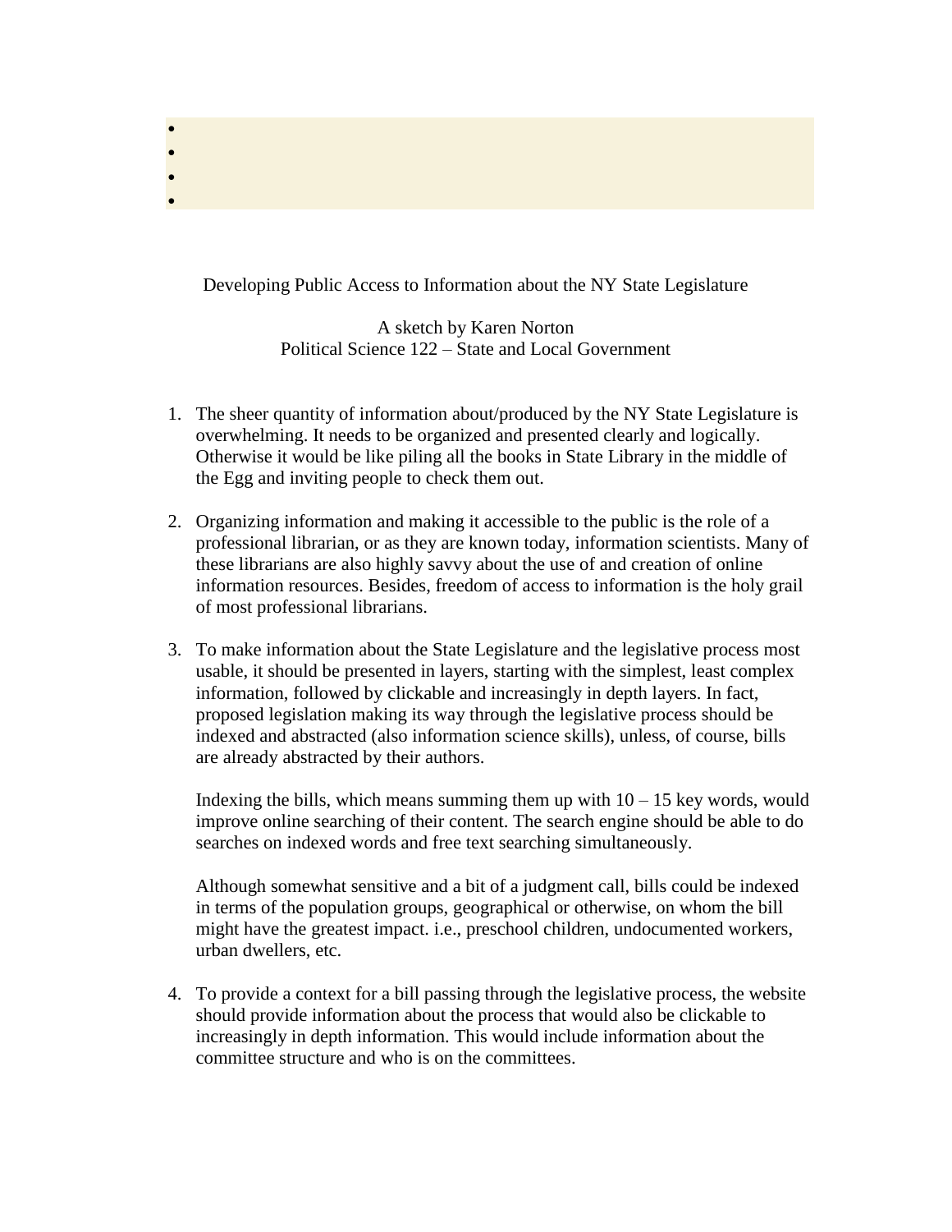Developing Public Access to Information about the NY State Legislature

A sketch by Karen Norton
Political Science 122 – State and Local Government

1. The sheer quantity of information about/produced by the NY State Legislature is overwhelming. It needs to be organized and presented clearly and logically. Otherwise it would be like piling all the books in State Library in the middle of the Egg and inviting people to check them out.

2. Organizing information and making it accessible to the public is the role of a professional librarian, or as they are known today, information scientists. Many of these librarians are also highly savvy about the use of and creation of online information resources. Besides, freedom of access to information is the holy grail of most professional librarians.

3. To make information about the State Legislature and the legislative process most usable, it should be presented in layers, starting with the simplest, least complex information, followed by clickable and increasingly in depth layers. In fact, proposed legislation making its way through the legislative process should be indexed and abstracted (also information science skills), unless, of course, bills are already abstracted by their authors.

   Indexing the bills, which means summing them up with 10 – 15 key words, would improve online searching of their content. The search engine should be able to do searches on indexed words and free text searching simultaneously.

   Although somewhat sensitive and a bit of a judgment call, bills could be indexed in terms of the population groups, geographical or otherwise, on whom the bill might have the greatest impact. i.e., preschool children, undocumented workers, urban dwellers, etc.

4. To provide a context for a bill passing through the legislative process, the website should provide information about the process that would also be clickable to increasingly in depth information. This would include information about the committee structure and who is on the committees.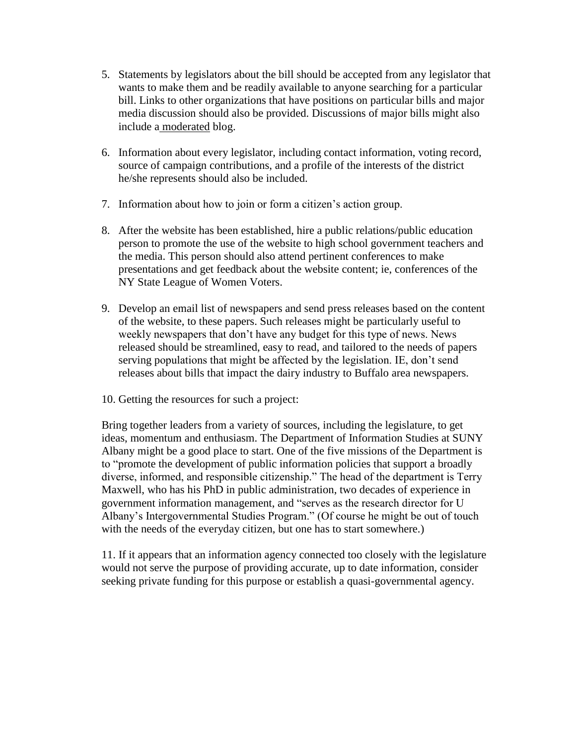5. Statements by legislators about the bill should be accepted from any legislator that wants to make them and be readily available to anyone searching for a particular bill. Links to other organizations that have positions on particular bills and major media discussion should also be provided. Discussions of major bills might also include a moderated blog.

6. Information about every legislator, including contact information, voting record, source of campaign contributions, and a profile of the interests of the district he/she represents should also be included.

7. Information about how to join or form a citizen's action group.

8. After the website has been established, hire a public relations/public education person to promote the use of the website to high school government teachers and the media. This person should also attend pertinent conferences to make presentations and get feedback about the website content; ie, conferences of the NY State League of Women Voters.

9. Develop an email list of newspapers and send press releases based on the content of the website, to these papers. Such releases might be particularly useful to weekly newspapers that don't have any budget for this type of news. News released should be streamlined, easy to read, and tailored to the needs of papers serving populations that might be affected by the legislation. IE, don't send releases about bills that impact the dairy industry to Buffalo area newspapers.

10. Getting the resources for such a project:

Bring together leaders from a variety of sources, including the legislature, to get ideas, momentum and enthusiasm. The Department of Information Studies at SUNY Albany might be a good place to start. One of the five missions of the Department is to "promote the development of public information policies that support a broadly diverse, informed, and responsible citizenship." The head of the department is Terry Maxwell, who has his PhD in public administration, two decades of experience in government information management, and "serves as the research director for U Albany's Intergovernmental Studies Program." (Of course he might be out of touch with the needs of the everyday citizen, but one has to start somewhere.)

11. If it appears that an information agency connected too closely with the legislature would not serve the purpose of providing accurate, up to date information, consider seeking private funding for this purpose or establish a quasi-governmental agency.